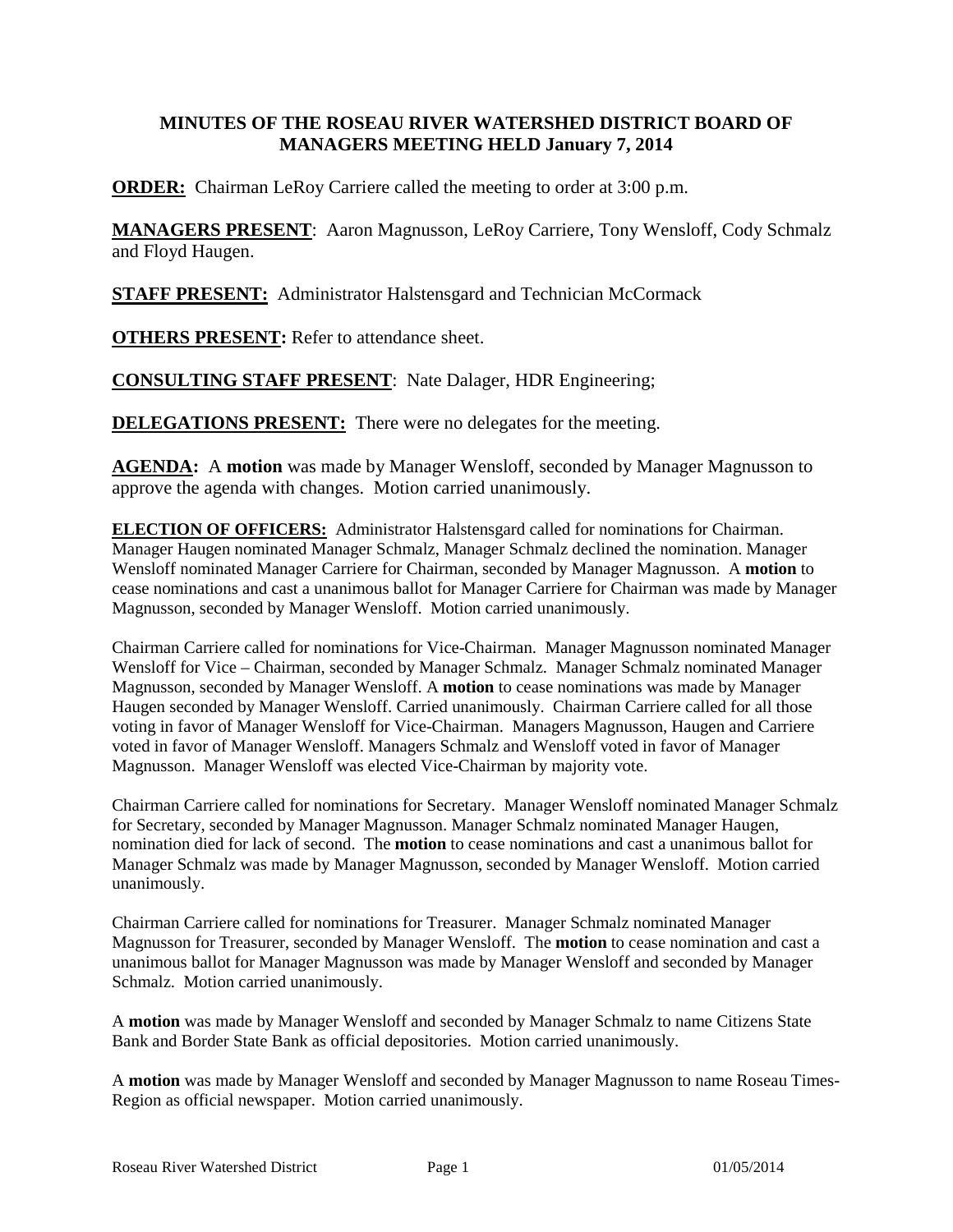# MINUTES OF THE ROSEAU RIVER WATERSHED DISTRICT BOARD OF MANAGERS MEETING HELD January 7, 2014

**ORDER:** Chairman LeRoy Carriere called the meeting to order at 3:00 p.m.

**MANAGERS PRESENT**: Aaron Magnusson, LeRoy Carriere, Tony Wensloff, Cody Schmalz and Floyd Haugen.

**STAFF PRESENT:** Administrator Halstensgard and Technician McCormack

**OTHERS PRESENT:** Refer to attendance sheet.

**CONSULTING STAFF PRESENT**: Nate Dalager, HDR Engineering;

**DELEGATIONS PRESENT:** There were no delegates for the meeting.

**AGENDA:** A **motion** was made by Manager Wensloff, seconded by Manager Magnusson to approve the agenda with changes. Motion carried unanimously.

**ELECTION OF OFFICERS:** Administrator Halstensgard called for nominations for Chairman. Manager Haugen nominated Manager Schmalz, Manager Schmalz declined the nomination. Manager Wensloff nominated Manager Carriere for Chairman, seconded by Manager Magnusson. A **motion** to cease nominations and cast a unanimous ballot for Manager Carriere for Chairman was made by Manager Magnusson, seconded by Manager Wensloff. Motion carried unanimously.

Chairman Carriere called for nominations for Vice-Chairman. Manager Magnusson nominated Manager Wensloff for Vice – Chairman, seconded by Manager Schmalz. Manager Schmalz nominated Manager Magnusson, seconded by Manager Wensloff. A **motion** to cease nominations was made by Manager Haugen seconded by Manager Wensloff. Carried unanimously. Chairman Carriere called for all those voting in favor of Manager Wensloff for Vice-Chairman. Managers Magnusson, Haugen and Carriere voted in favor of Manager Wensloff. Managers Schmalz and Wensloff voted in favor of Manager Magnusson. Manager Wensloff was elected Vice-Chairman by majority vote.

Chairman Carriere called for nominations for Secretary. Manager Wensloff nominated Manager Schmalz for Secretary, seconded by Manager Magnusson. Manager Schmalz nominated Manager Haugen, nomination died for lack of second. The **motion** to cease nominations and cast a unanimous ballot for Manager Schmalz was made by Manager Magnusson, seconded by Manager Wensloff. Motion carried unanimously.

Chairman Carriere called for nominations for Treasurer. Manager Schmalz nominated Manager Magnusson for Treasurer, seconded by Manager Wensloff. The **motion** to cease nomination and cast a unanimous ballot for Manager Magnusson was made by Manager Wensloff and seconded by Manager Schmalz. Motion carried unanimously.

A **motion** was made by Manager Wensloff and seconded by Manager Schmalz to name Citizens State Bank and Border State Bank as official depositories. Motion carried unanimously.

A **motion** was made by Manager Wensloff and seconded by Manager Magnusson to name Roseau Times-Region as official newspaper. Motion carried unanimously.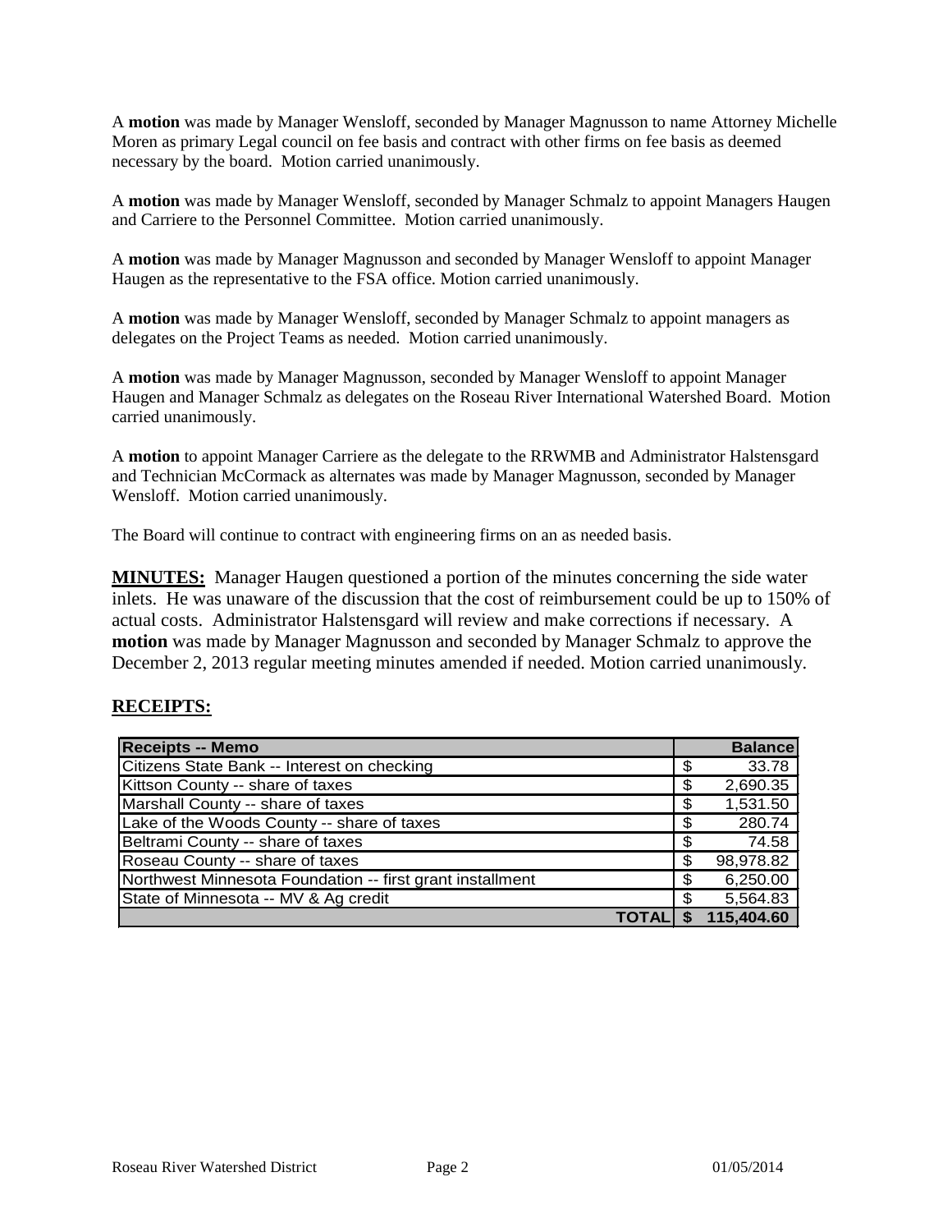A **motion** was made by Manager Wensloff, seconded by Manager Magnusson to name Attorney Michelle Moren as primary Legal council on fee basis and contract with other firms on fee basis as deemed necessary by the board. Motion carried unanimously.

A **motion** was made by Manager Wensloff, seconded by Manager Schmalz to appoint Managers Haugen and Carriere to the Personnel Committee. Motion carried unanimously.

A **motion** was made by Manager Magnusson and seconded by Manager Wensloff to appoint Manager Haugen as the representative to the FSA office. Motion carried unanimously.

A **motion** was made by Manager Wensloff, seconded by Manager Schmalz to appoint managers as delegates on the Project Teams as needed. Motion carried unanimously.

A **motion** was made by Manager Magnusson, seconded by Manager Wensloff to appoint Manager Haugen and Manager Schmalz as delegates on the Roseau River International Watershed Board. Motion carried unanimously.

A **motion** to appoint Manager Carriere as the delegate to the RRWMB and Administrator Halstensgard and Technician McCormack as alternates was made by Manager Magnusson, seconded by Manager Wensloff. Motion carried unanimously.

The Board will continue to contract with engineering firms on an as needed basis.

**MINUTES:** Manager Haugen questioned a portion of the minutes concerning the side water inlets. He was unaware of the discussion that the cost of reimbursement could be up to 150% of actual costs. Administrator Halstensgard will review and make corrections if necessary. A **motion** was made by Manager Magnusson and seconded by Manager Schmalz to approve the December 2, 2013 regular meeting minutes amended if needed. Motion carried unanimously.

**RECEIPTS:**

| Receipts -- Memo | Balance |
|---|---|
| Citizens State Bank -- Interest on checking | $ 33.78 |
| Kittson County -- share of taxes | $ 2,690.35 |
| Marshall County -- share of taxes | $ 1,531.50 |
| Lake of the Woods County -- share of taxes | $ 280.74 |
| Beltrami County -- share of taxes | $ 74.58 |
| Roseau County -- share of taxes | $ 98,978.82 |
| Northwest Minnesota Foundation -- first grant installment | $ 6,250.00 |
| State of Minnesota -- MV & Ag credit | $ 5,564.83 |
| **TOTAL** | **$ 115,404.60** |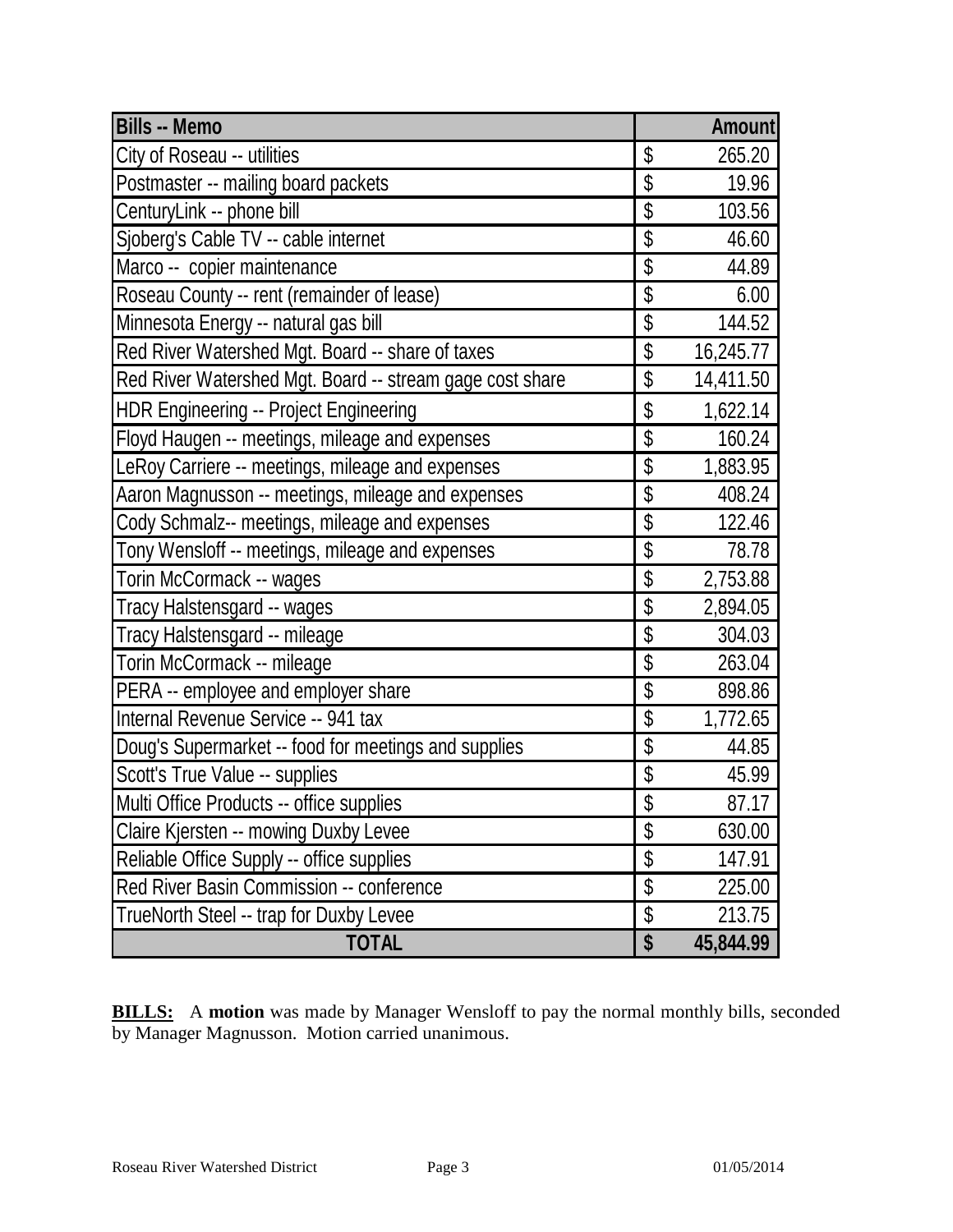| Bills -- Memo | Amount |
|---|---|
| City of Roseau -- utilities | $ 265.20 |
| Postmaster -- mailing board packets | $ 19.96 |
| CenturyLink -- phone bill | $ 103.56 |
| Sjoberg's Cable TV -- cable internet | $ 46.60 |
| Marco -- copier maintenance | $ 44.89 |
| Roseau County -- rent (remainder of lease) | $ 6.00 |
| Minnesota Energy -- natural gas bill | $ 144.52 |
| Red River Watershed Mgt. Board -- share of taxes | $ 16,245.77 |
| Red River Watershed Mgt. Board -- stream gage cost share | $ 14,411.50 |
| HDR Engineering -- Project Engineering | $ 1,622.14 |
| Floyd Haugen -- meetings, mileage and expenses | $ 160.24 |
| LeRoy Carriere -- meetings, mileage and expenses | $ 1,883.95 |
| Aaron Magnusson -- meetings, mileage and expenses | $ 408.24 |
| Cody Schmalz-- meetings, mileage and expenses | $ 122.46 |
| Tony Wensloff -- meetings, mileage and expenses | $ 78.78 |
| Torin McCormack -- wages | $ 2,753.88 |
| Tracy Halstensgard -- wages | $ 2,894.05 |
| Tracy Halstensgard -- mileage | $ 304.03 |
| Torin McCormack -- mileage | $ 263.04 |
| PERA -- employee and employer share | $ 898.86 |
| Internal Revenue Service -- 941 tax | $ 1,772.65 |
| Doug's Supermarket -- food for meetings and supplies | $ 44.85 |
| Scott's True Value -- supplies | $ 45.99 |
| Multi Office Products -- office supplies | $ 87.17 |
| Claire Kjersten -- mowing Duxby Levee | $ 630.00 |
| Reliable Office Supply -- office supplies | $ 147.91 |
| Red River Basin Commission -- conference | $ 225.00 |
| TrueNorth Steel -- trap for Duxby Levee | $ 213.75 |
| **TOTAL** | **$ 45,844.99** |

**BILLS:** A **motion** was made by Manager Wensloff to pay the normal monthly bills, seconded by Manager Magnusson. Motion carried unanimous.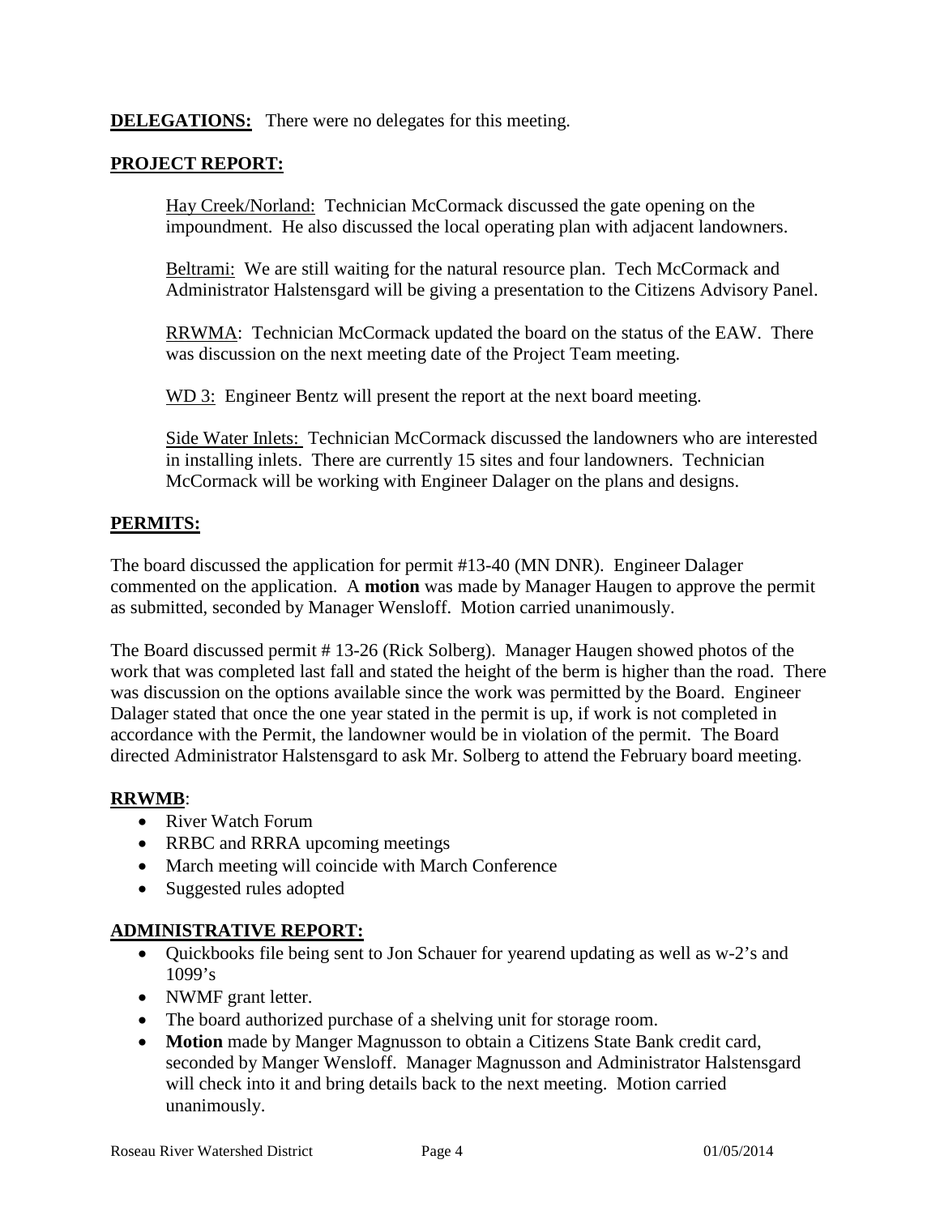**DELEGATIONS:** There were no delegates for this meeting.

**PROJECT REPORT:**

Hay Creek/Norland: Technician McCormack discussed the gate opening on the impoundment. He also discussed the local operating plan with adjacent landowners.

Beltrami: We are still waiting for the natural resource plan. Tech McCormack and Administrator Halstensgard will be giving a presentation to the Citizens Advisory Panel.

RRWMA: Technician McCormack updated the board on the status of the EAW. There was discussion on the next meeting date of the Project Team meeting.

WD 3: Engineer Bentz will present the report at the next board meeting.

Side Water Inlets: Technician McCormack discussed the landowners who are interested in installing inlets. There are currently 15 sites and four landowners. Technician McCormack will be working with Engineer Dalager on the plans and designs.

**PERMITS:**

The board discussed the application for permit #13-40 (MN DNR). Engineer Dalager commented on the application. A **motion** was made by Manager Haugen to approve the permit as submitted, seconded by Manager Wensloff. Motion carried unanimously.

The Board discussed permit # 13-26 (Rick Solberg). Manager Haugen showed photos of the work that was completed last fall and stated the height of the berm is higher than the road. There was discussion on the options available since the work was permitted by the Board. Engineer Dalager stated that once the one year stated in the permit is up, if work is not completed in accordance with the Permit, the landowner would be in violation of the permit. The Board directed Administrator Halstensgard to ask Mr. Solberg to attend the February board meeting.

**RRWMB**:

- River Watch Forum
- RRBC and RRRA upcoming meetings
- March meeting will coincide with March Conference
- Suggested rules adopted

**ADMINISTRATIVE REPORT:**

- Quickbooks file being sent to Jon Schauer for yearend updating as well as w-2's and 1099's
- NWMF grant letter.
- The board authorized purchase of a shelving unit for storage room.
- **Motion** made by Manger Magnusson to obtain a Citizens State Bank credit card, seconded by Manger Wensloff. Manager Magnusson and Administrator Halstensgard will check into it and bring details back to the next meeting. Motion carried unanimously.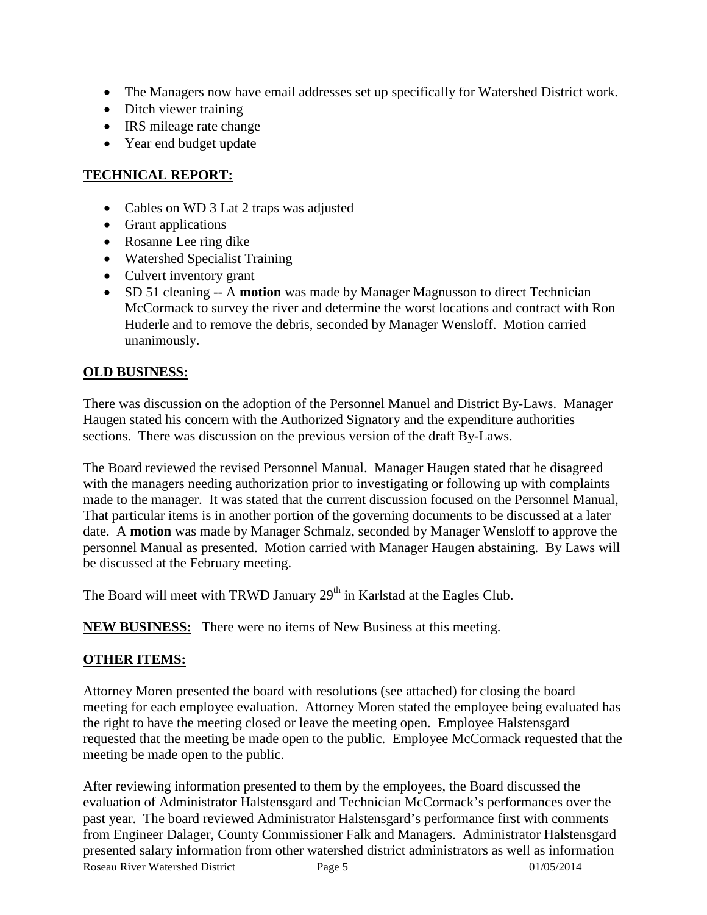- The Managers now have email addresses set up specifically for Watershed District work.
- Ditch viewer training
- IRS mileage rate change
- Year end budget update

## TECHNICAL REPORT:

- Cables on WD 3 Lat 2 traps was adjusted
- Grant applications
- Rosanne Lee ring dike
- Watershed Specialist Training
- Culvert inventory grant
- SD 51 cleaning -- A **motion** was made by Manager Magnusson to direct Technician McCormack to survey the river and determine the worst locations and contract with Ron Huderle and to remove the debris, seconded by Manager Wensloff. Motion carried unanimously.

## OLD BUSINESS:

There was discussion on the adoption of the Personnel Manuel and District By-Laws. Manager Haugen stated his concern with the Authorized Signatory and the expenditure authorities sections. There was discussion on the previous version of the draft By-Laws.

The Board reviewed the revised Personnel Manual. Manager Haugen stated that he disagreed with the managers needing authorization prior to investigating or following up with complaints made to the manager. It was stated that the current discussion focused on the Personnel Manual, That particular items is in another portion of the governing documents to be discussed at a later date. A **motion** was made by Manager Schmalz, seconded by Manager Wensloff to approve the personnel Manual as presented. Motion carried with Manager Haugen abstaining. By Laws will be discussed at the February meeting.

The Board will meet with TRWD January 29th in Karlstad at the Eagles Club.

**NEW BUSINESS:** There were no items of New Business at this meeting.

## OTHER ITEMS:

Attorney Moren presented the board with resolutions (see attached) for closing the board meeting for each employee evaluation. Attorney Moren stated the employee being evaluated has the right to have the meeting closed or leave the meeting open. Employee Halstensgard requested that the meeting be made open to the public. Employee McCormack requested that the meeting be made open to the public.

After reviewing information presented to them by the employees, the Board discussed the evaluation of Administrator Halstensgard and Technician McCormack's performances over the past year. The board reviewed Administrator Halstensgard's performance first with comments from Engineer Dalager, County Commissioner Falk and Managers. Administrator Halstensgard presented salary information from other watershed district administrators as well as information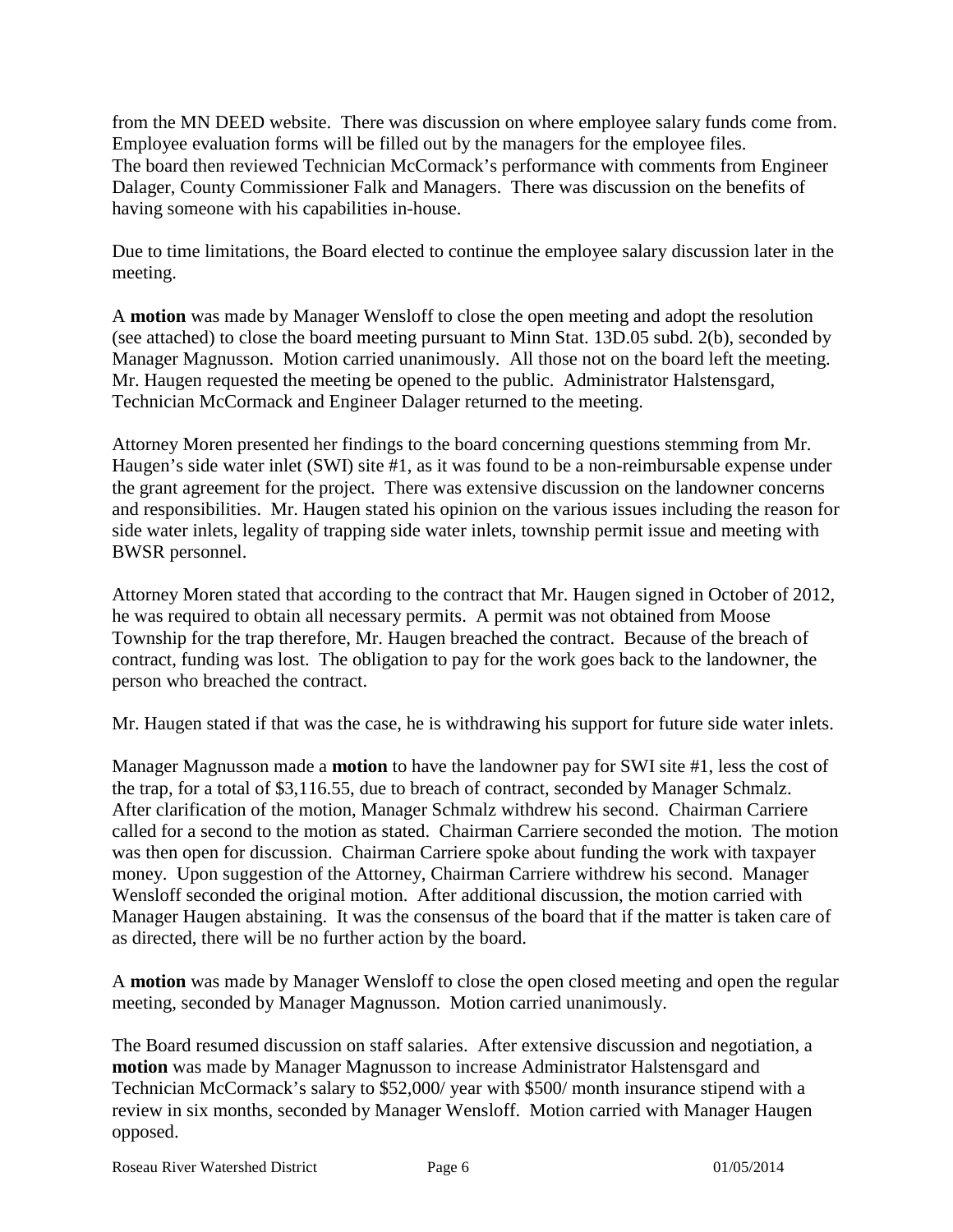from the MN DEED website. There was discussion on where employee salary funds come from. Employee evaluation forms will be filled out by the managers for the employee files. The board then reviewed Technician McCormack's performance with comments from Engineer Dalager, County Commissioner Falk and Managers. There was discussion on the benefits of having someone with his capabilities in-house.

Due to time limitations, the Board elected to continue the employee salary discussion later in the meeting.

A **motion** was made by Manager Wensloff to close the open meeting and adopt the resolution (see attached) to close the board meeting pursuant to Minn Stat. 13D.05 subd. 2(b), seconded by Manager Magnusson. Motion carried unanimously. All those not on the board left the meeting. Mr. Haugen requested the meeting be opened to the public. Administrator Halstensgard, Technician McCormack and Engineer Dalager returned to the meeting.

Attorney Moren presented her findings to the board concerning questions stemming from Mr. Haugen's side water inlet (SWI) site #1, as it was found to be a non-reimbursable expense under the grant agreement for the project. There was extensive discussion on the landowner concerns and responsibilities. Mr. Haugen stated his opinion on the various issues including the reason for side water inlets, legality of trapping side water inlets, township permit issue and meeting with BWSR personnel.

Attorney Moren stated that according to the contract that Mr. Haugen signed in October of 2012, he was required to obtain all necessary permits. A permit was not obtained from Moose Township for the trap therefore, Mr. Haugen breached the contract. Because of the breach of contract, funding was lost. The obligation to pay for the work goes back to the landowner, the person who breached the contract.

Mr. Haugen stated if that was the case, he is withdrawing his support for future side water inlets.

Manager Magnusson made a **motion** to have the landowner pay for SWI site #1, less the cost of the trap, for a total of $3,116.55, due to breach of contract, seconded by Manager Schmalz. After clarification of the motion, Manager Schmalz withdrew his second. Chairman Carriere called for a second to the motion as stated. Chairman Carriere seconded the motion. The motion was then open for discussion. Chairman Carriere spoke about funding the work with taxpayer money. Upon suggestion of the Attorney, Chairman Carriere withdrew his second. Manager Wensloff seconded the original motion. After additional discussion, the motion carried with Manager Haugen abstaining. It was the consensus of the board that if the matter is taken care of as directed, there will be no further action by the board.

A **motion** was made by Manager Wensloff to close the open closed meeting and open the regular meeting, seconded by Manager Magnusson. Motion carried unanimously.

The Board resumed discussion on staff salaries. After extensive discussion and negotiation, a **motion** was made by Manager Magnusson to increase Administrator Halstensgard and Technician McCormack's salary to $52,000/ year with $500/ month insurance stipend with a review in six months, seconded by Manager Wensloff. Motion carried with Manager Haugen opposed.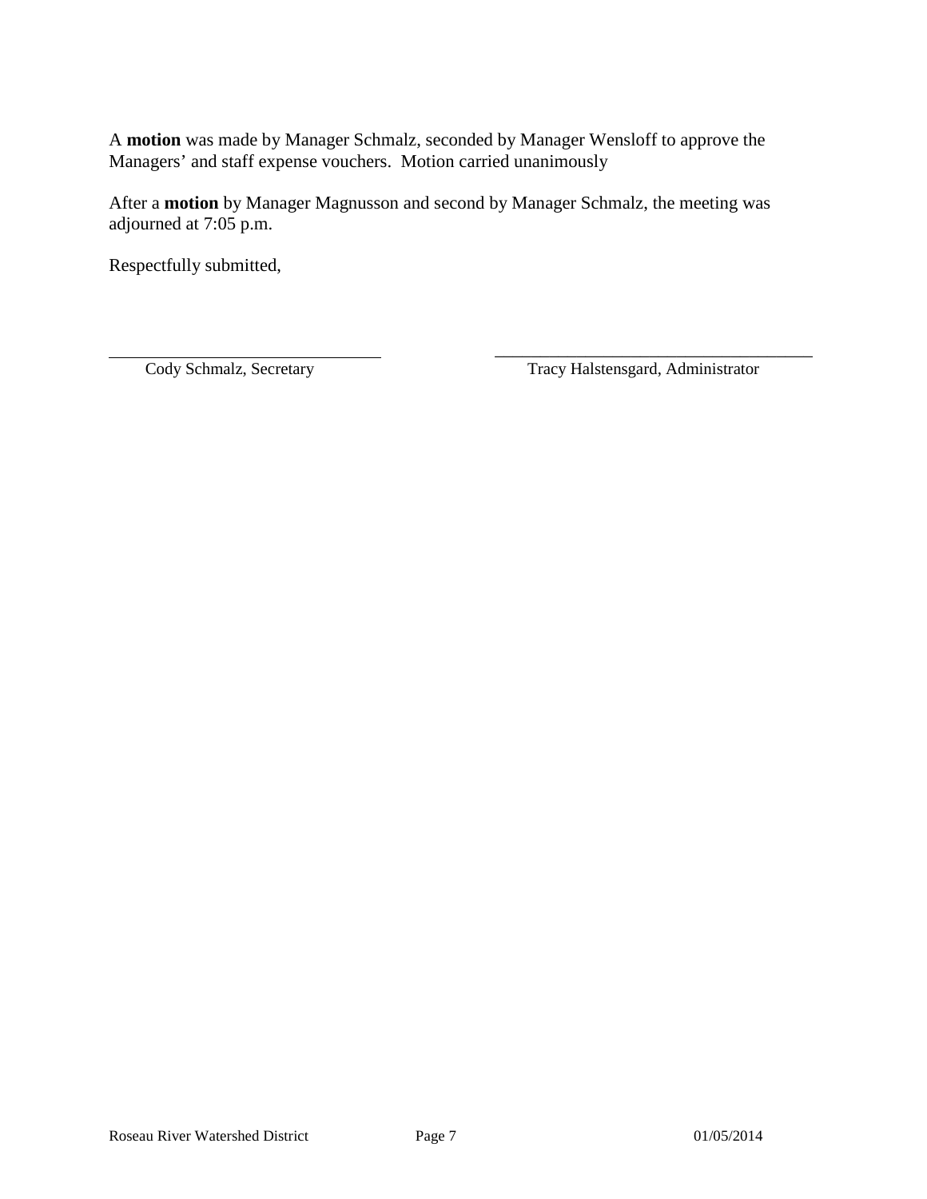A **motion** was made by Manager Schmalz, seconded by Manager Wensloff to approve the Managers' and staff expense vouchers. Motion carried unanimously

After a **motion** by Manager Magnusson and second by Manager Schmalz, the meeting was adjourned at 7:05 p.m.

Respectfully submitted,

| | |
|---|---|
| \_\_\_\_\_\_\_\_\_\_\_\_\_\_\_\_\_\_\_\_\_\_\_\_\_\_\_\_\_\_ | \_\_\_\_\_\_\_\_\_\_\_\_\_\_\_\_\_\_\_\_\_\_\_\_\_\_\_\_\_\_\_\_\_\_\_ |
| Cody Schmalz, Secretary | Tracy Halstensgard, Administrator |